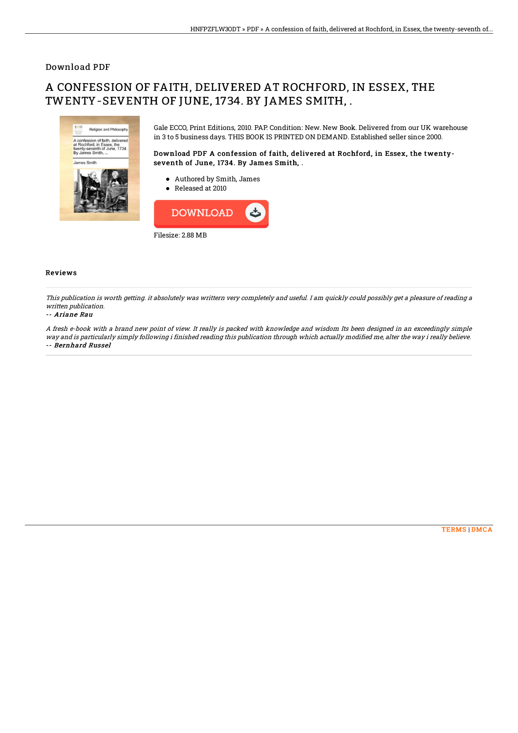Download PDF

# A CONFESSION OF FAITH, DELIVERED AT ROCHFORD, IN ESSEX, THE TWENTY-SEVENTH OF JUNE, 1734. BY JAMES SMITH, .

Gale ECCO, Print Editions, 2010. PAP. Condition: New. New Book. Delivered from our UK warehouse in 3 to 5 business days. THIS BOOK IS PRINTED ON DEMAND. Established seller since 2000.

**Download PDF A confession of faith, delivered at Rochford, in Essex, the twenty-seventh of June, 1734. By James Smith, .**

- Authored by Smith, James
- Released at 2010

DOWNLOAD

Filesize: 2.88 MB

## Reviews

*This publication is worth getting. it absolutely was writtern very completely and useful. I am quickly could possibly get a pleasure of reading a written publication.*

-- ***Ariane Rau***

*A fresh e-book with a brand new point of view. It really is packed with knowledge and wisdom Its been designed in an exceedingly simple way and is particularly simply following i finished reading this publication through which actually modified me, alter the way i really believe.*

-- ***Bernhard Russel***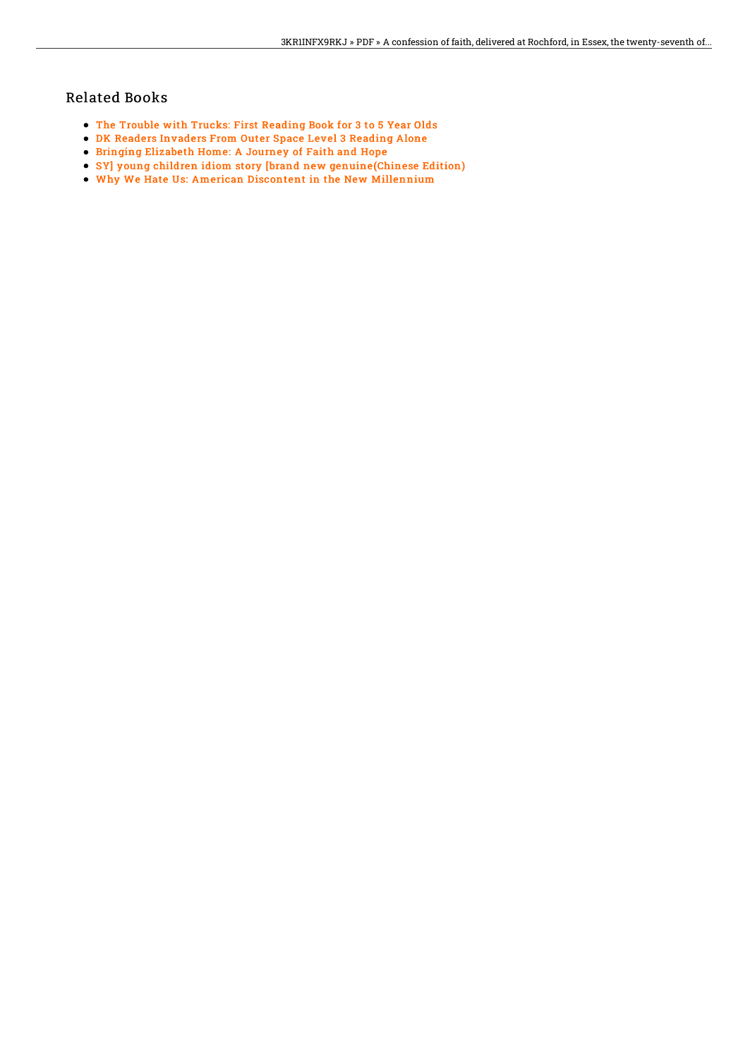## Related Books

- The Trouble with Trucks: First Reading Book for 3 to 5 Year Olds
- DK Readers Invaders From Outer Space Level 3 Reading Alone
- Bringing Elizabeth Home: A Journey of Faith and Hope
- SY] young children idiom story [brand new genuine(Chinese Edition)
- Why We Hate Us: American Discontent in the New Millennium